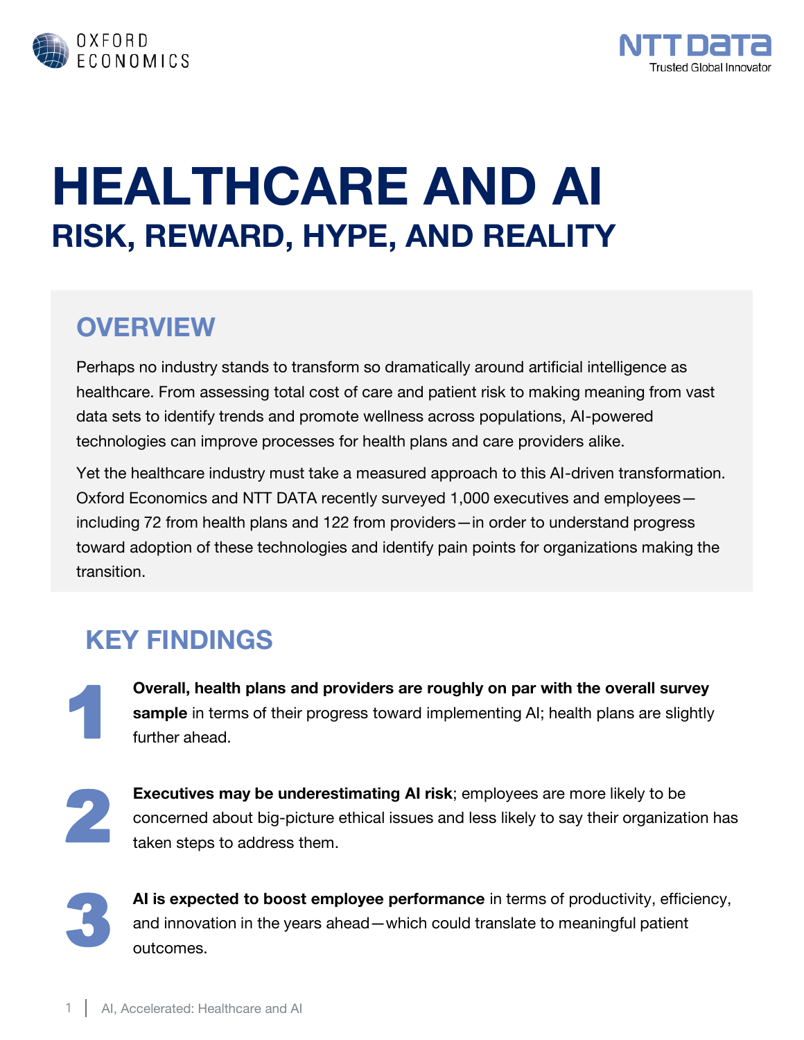# HEALTHCARE AND AI

## RISK, REWARD, HYPE, AND REALITY

## OVERVIEW

Perhaps no industry stands to transform so dramatically around artificial intelligence as healthcare. From assessing total cost of care and patient risk to making meaning from vast data sets to identify trends and promote wellness across populations, AI-powered technologies can improve processes for health plans and care providers alike.

Yet the healthcare industry must take a measured approach to this AI-driven transformation. Oxford Economics and NTT DATA recently surveyed 1,000 executives and employees—including 72 from health plans and 122 from providers—in order to understand progress toward adoption of these technologies and identify pain points for organizations making the transition.

## KEY FINDINGS

1. **Overall, health plans and providers are roughly on par with the overall survey sample** in terms of their progress toward implementing AI; health plans are slightly further ahead.

2. **Executives may be underestimating AI risk**; employees are more likely to be concerned about big-picture ethical issues and less likely to say their organization has taken steps to address them.

3. **AI is expected to boost employee performance** in terms of productivity, efficiency, and innovation in the years ahead—which could translate to meaningful patient outcomes.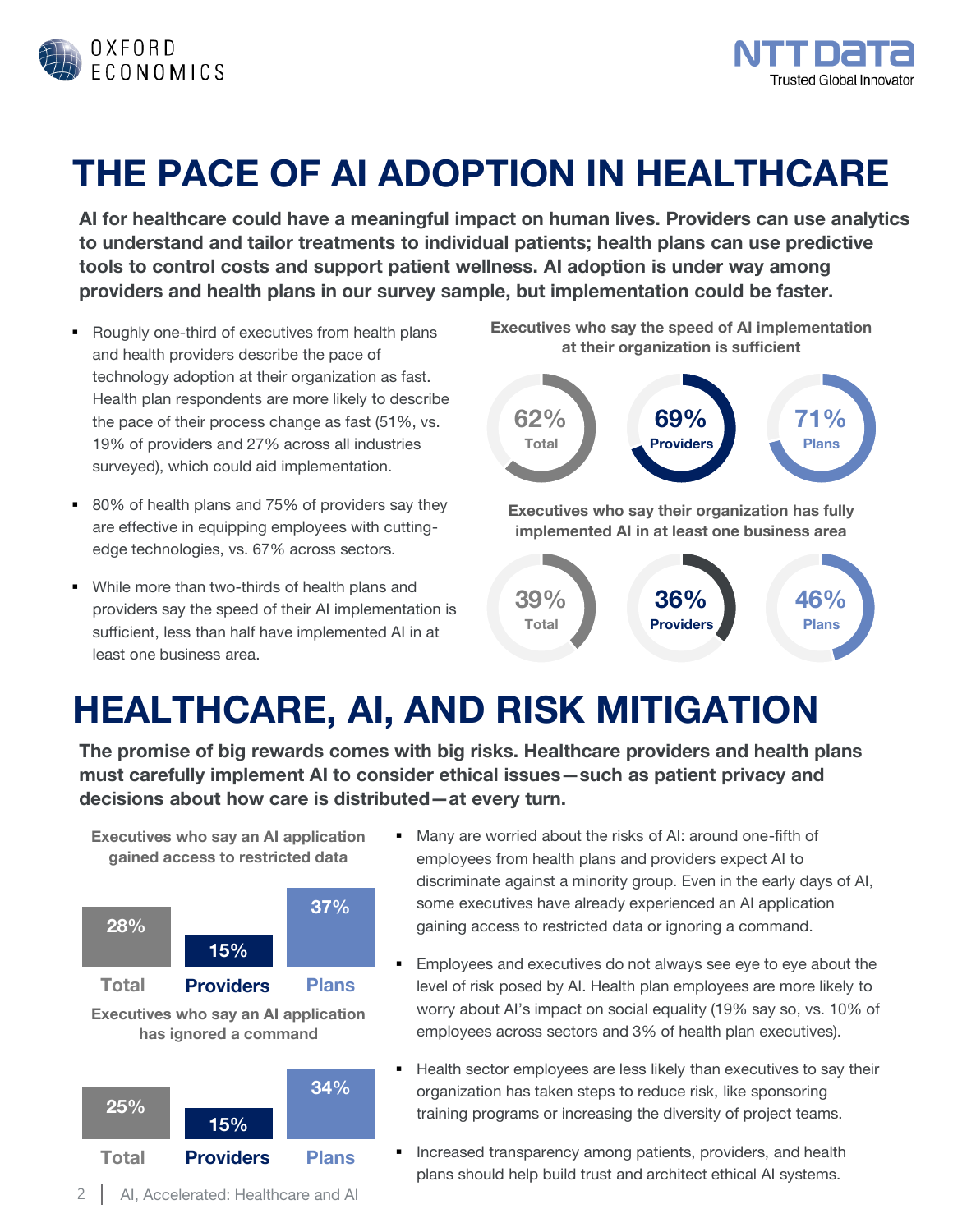# THE PACE OF AI ADOPTION IN HEALTHCARE

**AI for healthcare could have a meaningful impact on human lives. Providers can use analytics to understand and tailor treatments to individual patients; health plans can use predictive tools to control costs and support patient wellness. AI adoption is under way among providers and health plans in our survey sample, but implementation could be faster.**

- Roughly one-third of executives from health plans and health providers describe the pace of technology adoption at their organization as fast. Health plan respondents are more likely to describe the pace of their process change as fast (51%, vs. 19% of providers and 27% across all industries surveyed), which could aid implementation.
- 80% of health plans and 75% of providers say they are effective in equipping employees with cutting-edge technologies, vs. 67% across sectors.
- While more than two-thirds of health plans and providers say the speed of their AI implementation is sufficient, less than half have implemented AI in at least one business area.

**Executives who say the speed of AI implementation at their organization is sufficient**

| Total | Providers | Plans |
|---|---|---|
| 62% | 69% | 71% |

**Executives who say their organization has fully implemented AI in at least one business area**

| Total | Providers | Plans |
|---|---|---|
| 39% | 36% | 46% |

# HEALTHCARE, AI, AND RISK MITIGATION

**The promise of big rewards comes with big risks. Healthcare providers and health plans must carefully implement AI to consider ethical issues—such as patient privacy and decisions about how care is distributed—at every turn.**

**Executives who say an AI application gained access to restricted data**

| Total | Providers | Plans |
|---|---|---|
| 28% | 15% | 37% |

**Executives who say an AI application has ignored a command**

| Total | Providers | Plans |
|---|---|---|
| 25% | 15% | 34% |

- Many are worried about the risks of AI: around one-fifth of employees from health plans and providers expect AI to discriminate against a minority group. Even in the early days of AI, some executives have already experienced an AI application gaining access to restricted data or ignoring a command.
- Employees and executives do not always see eye to eye about the level of risk posed by AI. Health plan employees are more likely to worry about AI's impact on social equality (19% say so, vs. 10% of employees across sectors and 3% of health plan executives).
- Health sector employees are less likely than executives to say their organization has taken steps to reduce risk, like sponsoring training programs or increasing the diversity of project teams.
- Increased transparency among patients, providers, and health plans should help build trust and architect ethical AI systems.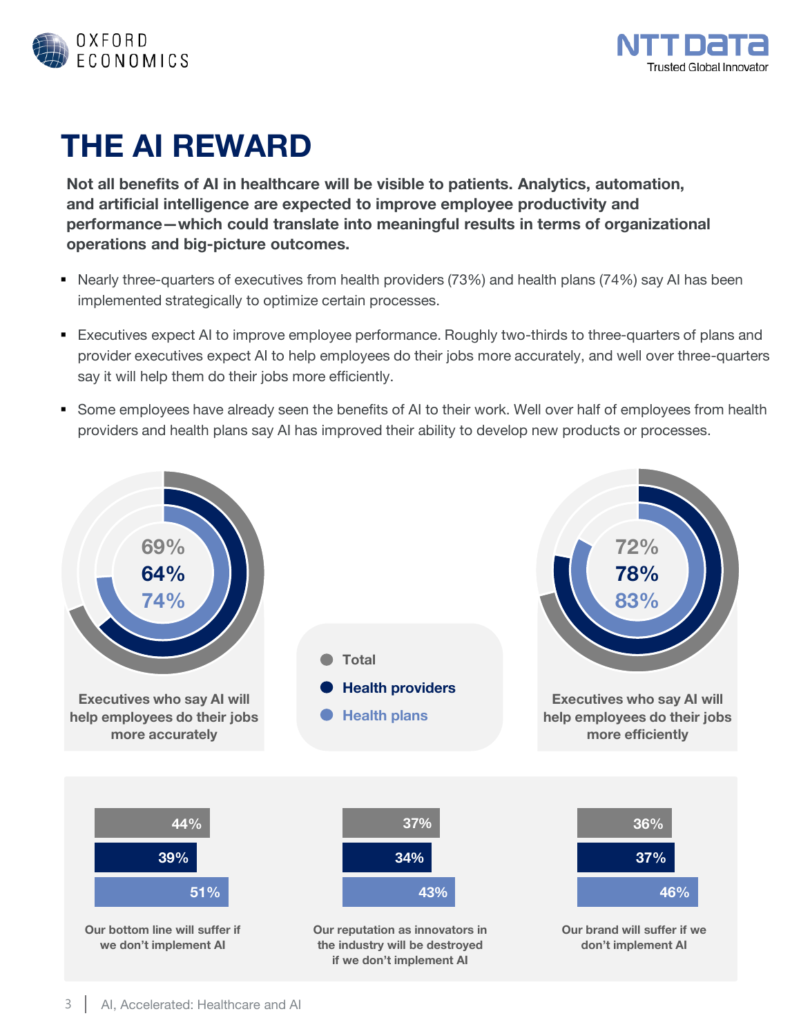# THE AI REWARD

**Not all benefits of AI in healthcare will be visible to patients. Analytics, automation, and artificial intelligence are expected to improve employee productivity and performance—which could translate into meaningful results in terms of organizational operations and big-picture outcomes.**

- Nearly three-quarters of executives from health providers (73%) and health plans (74%) say AI has been implemented strategically to optimize certain processes.
- Executives expect AI to improve employee performance. Roughly two-thirds to three-quarters of plans and provider executives expect AI to help employees do their jobs more accurately, and well over three-quarters say it will help them do their jobs more efficiently.
- Some employees have already seen the benefits of AI to their work. Well over half of employees from health providers and health plans say AI has improved their ability to develop new products or processes.

| | Total | Health providers | Health plans |
|---|---|---|---|
| Executives who say AI will help employees do their jobs more accurately | 69% | 64% | 74% |
| Executives who say AI will help employees do their jobs more efficiently | 72% | 78% | 83% |
| Our bottom line will suffer if we don't implement AI | 44% | 39% | 51% |
| Our reputation as innovators in the industry will be destroyed if we don't implement AI | 37% | 34% | 43% |
| Our brand will suffer if we don't implement AI | 36% | 37% | 46% |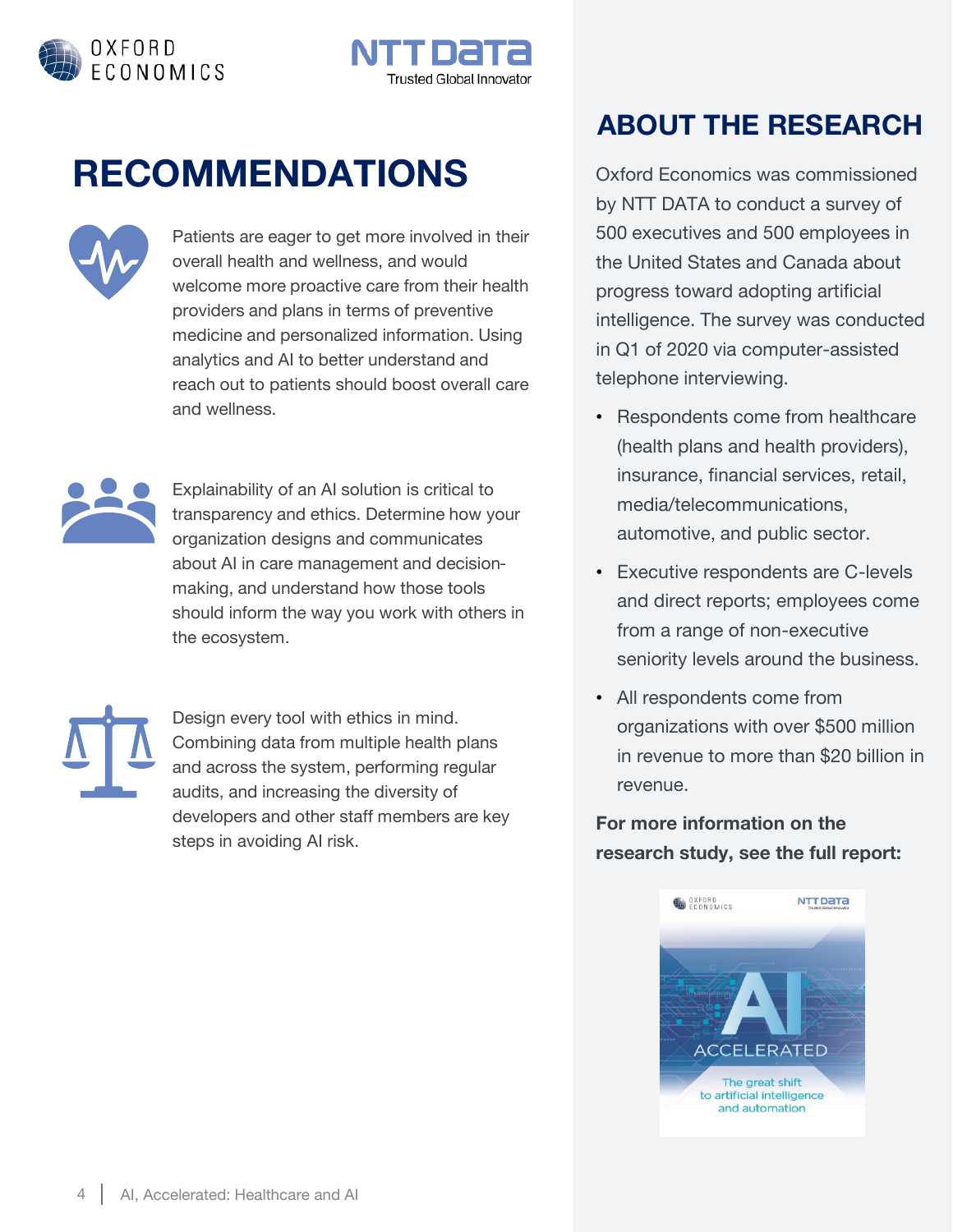# RECOMMENDATIONS

Patients are eager to get more involved in their overall health and wellness, and would welcome more proactive care from their health providers and plans in terms of preventive medicine and personalized information. Using analytics and AI to better understand and reach out to patients should boost overall care and wellness.

Explainability of an AI solution is critical to transparency and ethics. Determine how your organization designs and communicates about AI in care management and decision-making, and understand how those tools should inform the way you work with others in the ecosystem.

Design every tool with ethics in mind. Combining data from multiple health plans and across the system, performing regular audits, and increasing the diversity of developers and other staff members are key steps in avoiding AI risk.

## ABOUT THE RESEARCH

Oxford Economics was commissioned by NTT DATA to conduct a survey of 500 executives and 500 employees in the United States and Canada about progress toward adopting artificial intelligence. The survey was conducted in Q1 of 2020 via computer-assisted telephone interviewing.

- Respondents come from healthcare (health plans and health providers), insurance, financial services, retail, media/telecommunications, automotive, and public sector.
- Executive respondents are C-levels and direct reports; employees come from a range of non-executive seniority levels around the business.
- All respondents come from organizations with over $500 million in revenue to more than $20 billion in revenue.

**For more information on the research study, see the full report:**

AI ACCELERATED

The great shift to artificial intelligence and automation